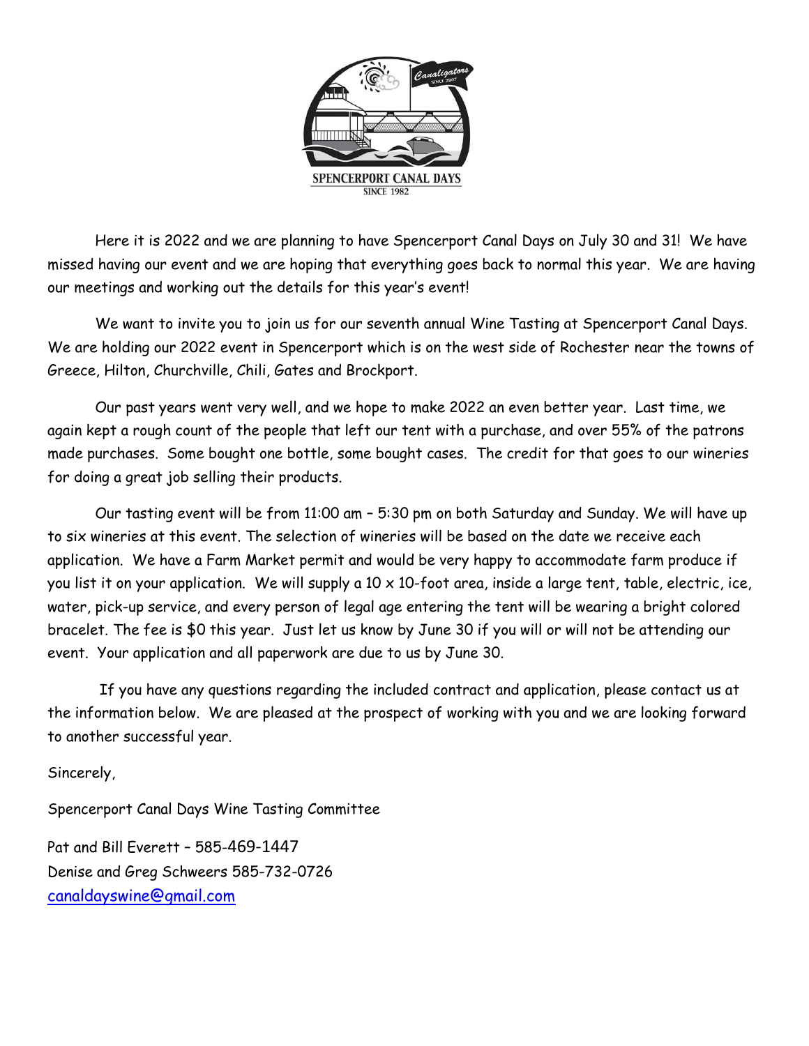Here it is 2022 and we are planning to have Spencerport Canal Days on July 30 and 31! We have missed having our event and we are hoping that everything goes back to normal this year. We are having our meetings and working out the details for this year's event!

We want to invite you to join us for our seventh annual Wine Tasting at Spencerport Canal Days. We are holding our 2022 event in Spencerport which is on the west side of Rochester near the towns of Greece, Hilton, Churchville, Chili, Gates and Brockport.

Our past years went very well, and we hope to make 2022 an even better year. Last time, we again kept a rough count of the people that left our tent with a purchase, and over 55% of the patrons made purchases. Some bought one bottle, some bought cases. The credit for that goes to our wineries for doing a great job selling their products.

Our tasting event will be from 11:00 am – 5:30 pm on both Saturday and Sunday. We will have up to six wineries at this event. The selection of wineries will be based on the date we receive each application. We have a Farm Market permit and would be very happy to accommodate farm produce if you list it on your application. We will supply a 10 x 10-foot area, inside a large tent, table, electric, ice, water, pick-up service, and every person of legal age entering the tent will be wearing a bright colored bracelet. The fee is $0 this year. Just let us know by June 30 if you will or will not be attending our event. Your application and all paperwork are due to us by June 30.

If you have any questions regarding the included contract and application, please contact us at the information below. We are pleased at the prospect of working with you and we are looking forward to another successful year.

Sincerely,

Spencerport Canal Days Wine Tasting Committee

Pat and Bill Everett – 585-469-1447
Denise and Greg Schweers 585-732-0726
canaldayswine@gmail.com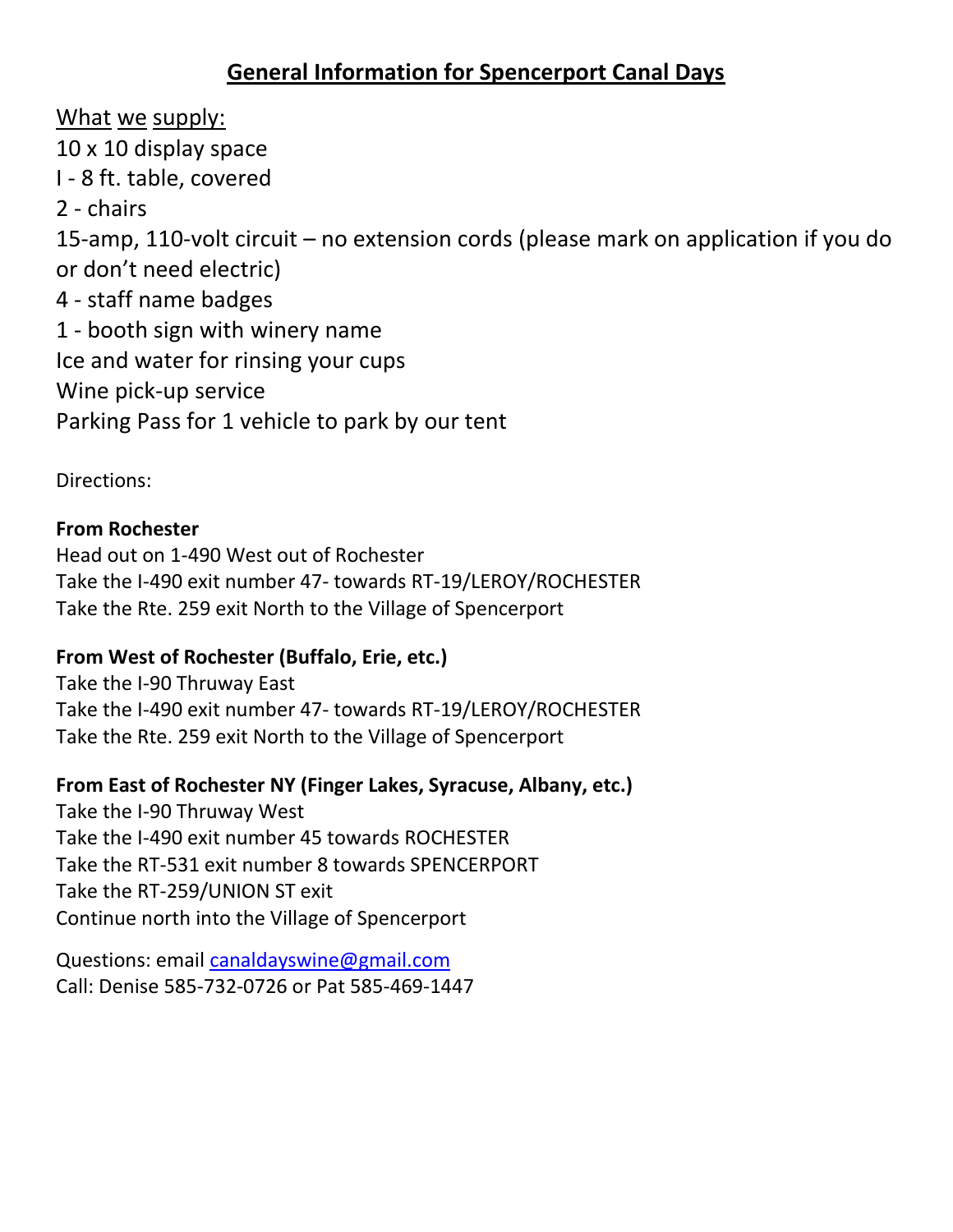# General Information for Spencerport Canal Days

What we supply:

10 x 10 display space  
I - 8 ft. table, covered  
2 - chairs  
15-amp, 110-volt circuit – no extension cords (please mark on application if you do or don't need electric)  
4 - staff name badges  
1 - booth sign with winery name  
Ice and water for rinsing your cups  
Wine pick-up service  
Parking Pass for 1 vehicle to park by our tent

Directions:

**From Rochester**  
Head out on 1-490 West out of Rochester  
Take the I-490 exit number 47- towards RT-19/LEROY/ROCHESTER  
Take the Rte. 259 exit North to the Village of Spencerport

**From West of Rochester (Buffalo, Erie, etc.)**  
Take the I-90 Thruway East  
Take the I-490 exit number 47- towards RT-19/LEROY/ROCHESTER  
Take the Rte. 259 exit North to the Village of Spencerport

**From East of Rochester NY (Finger Lakes, Syracuse, Albany, etc.)**  
Take the I-90 Thruway West  
Take the I-490 exit number 45 towards ROCHESTER  
Take the RT-531 exit number 8 towards SPENCERPORT  
Take the RT-259/UNION ST exit  
Continue north into the Village of Spencerport

Questions: email canaldayswine@gmail.com  
Call: Denise 585-732-0726 or Pat 585-469-1447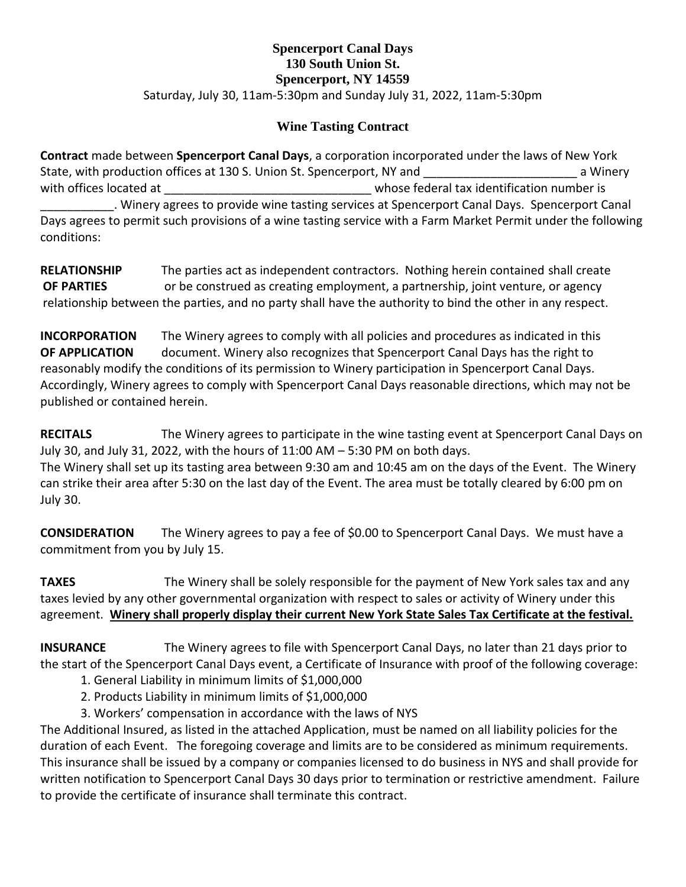**Spencerport Canal Days**
**130 South Union St.**
**Spencerport, NY 14559**
Saturday, July 30, 11am-5:30pm and Sunday July 31, 2022, 11am-5:30pm

## Wine Tasting Contract

**Contract** made between **Spencerport Canal Days**, a corporation incorporated under the laws of New York State, with production offices at 130 S. Union St. Spencerport, NY and _______________________ a Winery with offices located at _______________________________ whose federal tax identification number is ___________. Winery agrees to provide wine tasting services at Spencerport Canal Days. Spencerport Canal Days agrees to permit such provisions of a wine tasting service with a Farm Market Permit under the following conditions:

**RELATIONSHIP OF PARTIES** The parties act as independent contractors. Nothing herein contained shall create or be construed as creating employment, a partnership, joint venture, or agency relationship between the parties, and no party shall have the authority to bind the other in any respect.

**INCORPORATION OF APPLICATION** The Winery agrees to comply with all policies and procedures as indicated in this document. Winery also recognizes that Spencerport Canal Days has the right to reasonably modify the conditions of its permission to Winery participation in Spencerport Canal Days. Accordingly, Winery agrees to comply with Spencerport Canal Days reasonable directions, which may not be published or contained herein.

**RECITALS** The Winery agrees to participate in the wine tasting event at Spencerport Canal Days on July 30, and July 31, 2022, with the hours of 11:00 AM – 5:30 PM on both days.
The Winery shall set up its tasting area between 9:30 am and 10:45 am on the days of the Event. The Winery can strike their area after 5:30 on the last day of the Event. The area must be totally cleared by 6:00 pm on July 30.

**CONSIDERATION** The Winery agrees to pay a fee of $0.00 to Spencerport Canal Days. We must have a commitment from you by July 15.

**TAXES** The Winery shall be solely responsible for the payment of New York sales tax and any taxes levied by any other governmental organization with respect to sales or activity of Winery under this agreement. **<u>Winery shall properly display their current New York State Sales Tax Certificate at the festival.</u>**

**INSURANCE** The Winery agrees to file with Spencerport Canal Days, no later than 21 days prior to the start of the Spencerport Canal Days event, a Certificate of Insurance with proof of the following coverage:

1. General Liability in minimum limits of $1,000,000
2. Products Liability in minimum limits of $1,000,000
3. Workers' compensation in accordance with the laws of NYS

The Additional Insured, as listed in the attached Application, must be named on all liability policies for the duration of each Event. The foregoing coverage and limits are to be considered as minimum requirements. This insurance shall be issued by a company or companies licensed to do business in NYS and shall provide for written notification to Spencerport Canal Days 30 days prior to termination or restrictive amendment. Failure to provide the certificate of insurance shall terminate this contract.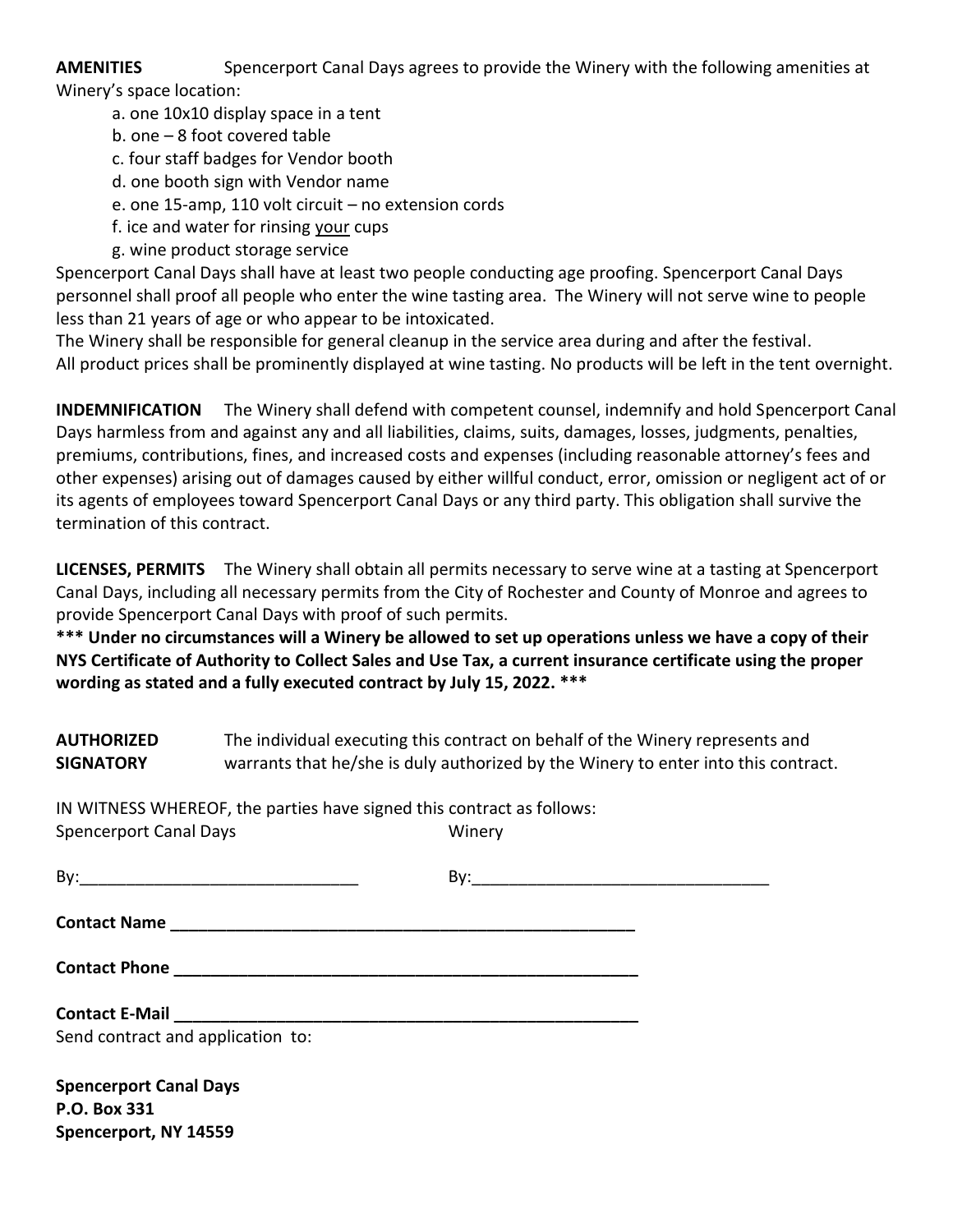**AMENITIES** Spencerport Canal Days agrees to provide the Winery with the following amenities at Winery's space location:

a. one 10x10 display space in a tent
b. one – 8 foot covered table
c. four staff badges for Vendor booth
d. one booth sign with Vendor name
e. one 15-amp, 110 volt circuit – no extension cords
f. ice and water for rinsing <u>your</u> cups
g. wine product storage service

Spencerport Canal Days shall have at least two people conducting age proofing. Spencerport Canal Days personnel shall proof all people who enter the wine tasting area. The Winery will not serve wine to people less than 21 years of age or who appear to be intoxicated.
The Winery shall be responsible for general cleanup in the service area during and after the festival.
All product prices shall be prominently displayed at wine tasting. No products will be left in the tent overnight.

**INDEMNIFICATION** The Winery shall defend with competent counsel, indemnify and hold Spencerport Canal Days harmless from and against any and all liabilities, claims, suits, damages, losses, judgments, penalties, premiums, contributions, fines, and increased costs and expenses (including reasonable attorney's fees and other expenses) arising out of damages caused by either willful conduct, error, omission or negligent act of or its agents of employees toward Spencerport Canal Days or any third party. This obligation shall survive the termination of this contract.

**LICENSES, PERMITS** The Winery shall obtain all permits necessary to serve wine at a tasting at Spencerport Canal Days, including all necessary permits from the City of Rochester and County of Monroe and agrees to provide Spencerport Canal Days with proof of such permits.
**\*\*\* Under no circumstances will a Winery be allowed to set up operations unless we have a copy of their NYS Certificate of Authority to Collect Sales and Use Tax, a current insurance certificate using the proper wording as stated and a fully executed contract by July 15, 2022. \*\*\***

**AUTHORIZED SIGNATORY** The individual executing this contract on behalf of the Winery represents and warrants that he/she is duly authorized by the Winery to enter into this contract.

IN WITNESS WHEREOF, the parties have signed this contract as follows:

Spencerport Canal Days — Winery

By:______________________________ By:________________________________

**Contact Name** ____________________________________________________

**Contact Phone** ____________________________________________________

**Contact E-Mail** ____________________________________________________

Send contract and application to:

**Spencerport Canal Days**
**P.O. Box 331**
**Spencerport, NY 14559**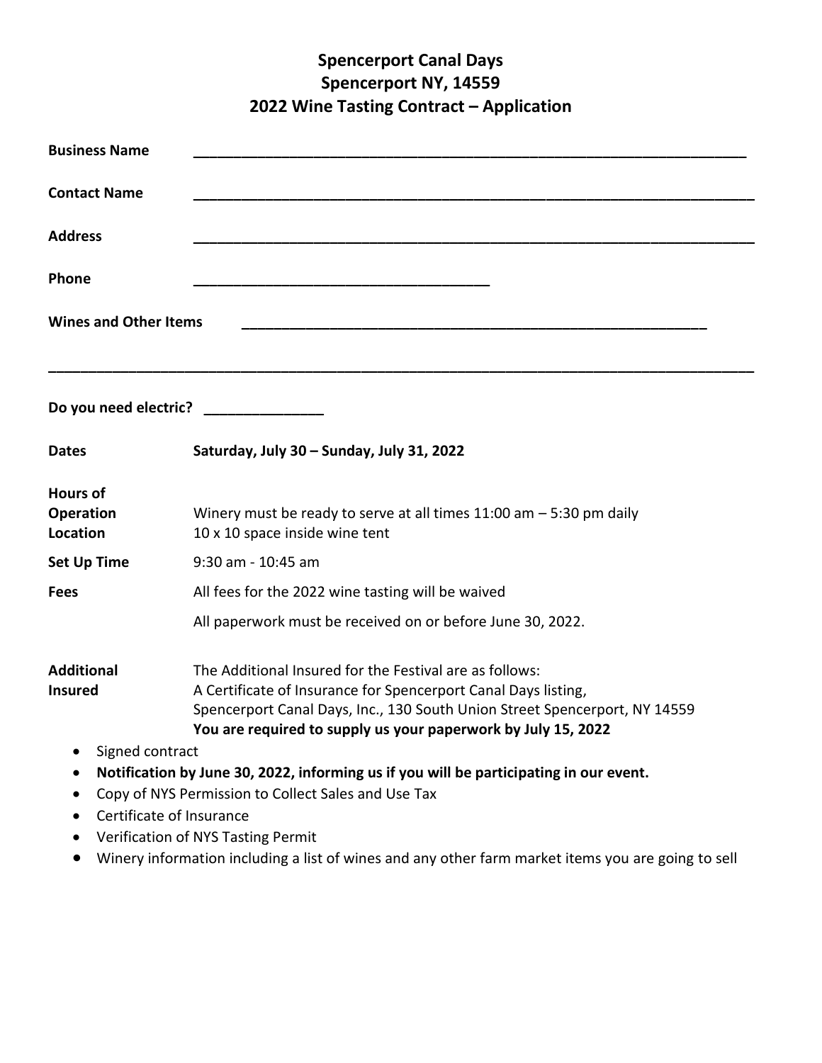# Spencerport Canal Days
## Spencerport NY, 14559
## 2022 Wine Tasting Contract – Application

**Business Name** ______________________________________________________________________

**Contact Name** ______________________________________________________________________

**Address** ______________________________________________________________________

**Phone** ____________________________________

**Wines and Other Items** ________________________________________________________

_____________________________________________________________________________________

**Do you need electric?** _______________

**Dates** **Saturday, July 30 – Sunday, July 31, 2022**

**Hours of Operation** Winery must be ready to serve at all times 11:00 am – 5:30 pm daily

**Location** 10 x 10 space inside wine tent

**Set Up Time** 9:30 am - 10:45 am

**Fees** All fees for the 2022 wine tasting will be waived

All paperwork must be received on or before June 30, 2022.

**Additional Insured** The Additional Insured for the Festival are as follows:
A Certificate of Insurance for Spencerport Canal Days listing,
Spencerport Canal Days, Inc., 130 South Union Street Spencerport, NY 14559
**You are required to supply us your paperwork by July 15, 2022**

- Signed contract
- **Notification by June 30, 2022, informing us if you will be participating in our event.**
- Copy of NYS Permission to Collect Sales and Use Tax
- Certificate of Insurance
- Verification of NYS Tasting Permit
- Winery information including a list of wines and any other farm market items you are going to sell